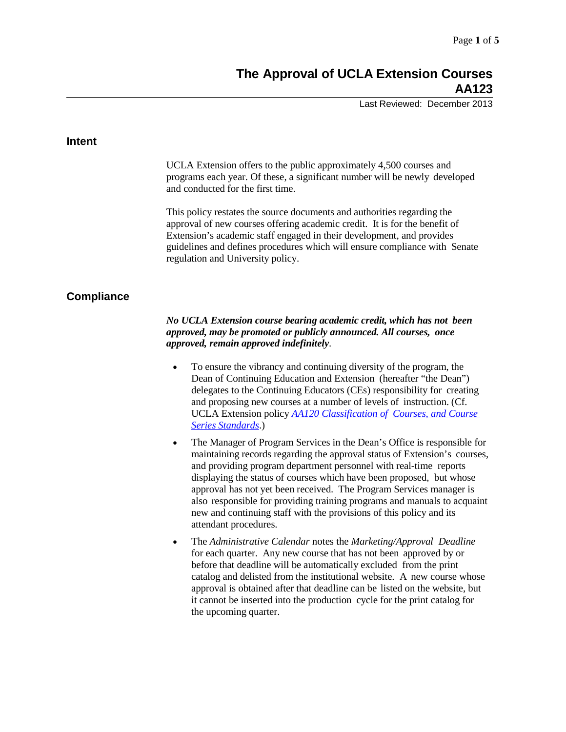# The Approval of UCLA Extension Courses AA123

Last Reviewed: December 2013

## Intent

UCLA Extension offers to the public approximately 4,500 courses and programs each year. Of these, a significant number will be newly developed and conducted for the first time.

This policy restates the source documents and authorities regarding the approval of new courses offering academic credit. It is for the benefit of Extension's academic staff engaged in their development, and provides guidelines and defines procedures which will ensure compliance with Senate regulation and University policy.

## Compliance

***No UCLA Extension course bearing academic credit, which has not been approved, may be promoted or publicly announced. All courses, once approved, remain approved indefinitely*.**

- To ensure the vibrancy and continuing diversity of the program, the Dean of Continuing Education and Extension (hereafter "the Dean") delegates to the Continuing Educators (CEs) responsibility for creating and proposing new courses at a number of levels of instruction. (Cf. UCLA Extension policy *AA120 Classification of Courses, and Course Series Standards*.)
- The Manager of Program Services in the Dean's Office is responsible for maintaining records regarding the approval status of Extension's courses, and providing program department personnel with real-time reports displaying the status of courses which have been proposed, but whose approval has not yet been received. The Program Services manager is also responsible for providing training programs and manuals to acquaint new and continuing staff with the provisions of this policy and its attendant procedures.
- The *Administrative Calendar* notes the *Marketing/Approval Deadline* for each quarter. Any new course that has not been approved by or before that deadline will be automatically excluded from the print catalog and delisted from the institutional website. A new course whose approval is obtained after that deadline can be listed on the website, but it cannot be inserted into the production cycle for the print catalog for the upcoming quarter.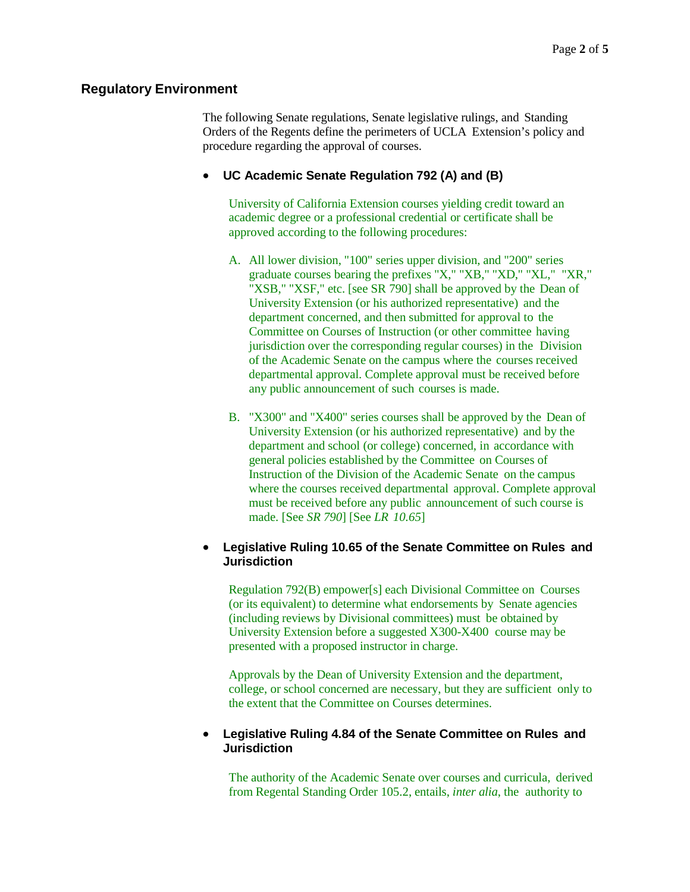## Regulatory Environment

The following Senate regulations, Senate legislative rulings, and Standing Orders of the Regents define the perimeters of UCLA Extension's policy and procedure regarding the approval of courses.

- **UC Academic Senate Regulation 792 (A) and (B)**

  University of California Extension courses yielding credit toward an academic degree or a professional credential or certificate shall be approved according to the following procedures:

  A. All lower division, "100" series upper division, and "200" series graduate courses bearing the prefixes "X," "XB," "XD," "XL," "XR," "XSB," "XSF," etc. [see SR 790] shall be approved by the Dean of University Extension (or his authorized representative) and the department concerned, and then submitted for approval to the Committee on Courses of Instruction (or other committee having jurisdiction over the corresponding regular courses) in the Division of the Academic Senate on the campus where the courses received departmental approval. Complete approval must be received before any public announcement of such courses is made.

  B. "X300" and "X400" series courses shall be approved by the Dean of University Extension (or his authorized representative) and by the department and school (or college) concerned, in accordance with general policies established by the Committee on Courses of Instruction of the Division of the Academic Senate on the campus where the courses received departmental approval. Complete approval must be received before any public announcement of such course is made. [See *SR 790*] [See *LR 10.65*]

- **Legislative Ruling 10.65 of the Senate Committee on Rules and Jurisdiction**

  Regulation 792(B) empower[s] each Divisional Committee on Courses (or its equivalent) to determine what endorsements by Senate agencies (including reviews by Divisional committees) must be obtained by University Extension before a suggested X300-X400 course may be presented with a proposed instructor in charge.

  Approvals by the Dean of University Extension and the department, college, or school concerned are necessary, but they are sufficient only to the extent that the Committee on Courses determines.

- **Legislative Ruling 4.84 of the Senate Committee on Rules and Jurisdiction**

  The authority of the Academic Senate over courses and curricula, derived from Regental Standing Order 105.2, entails, *inter alia*, the authority to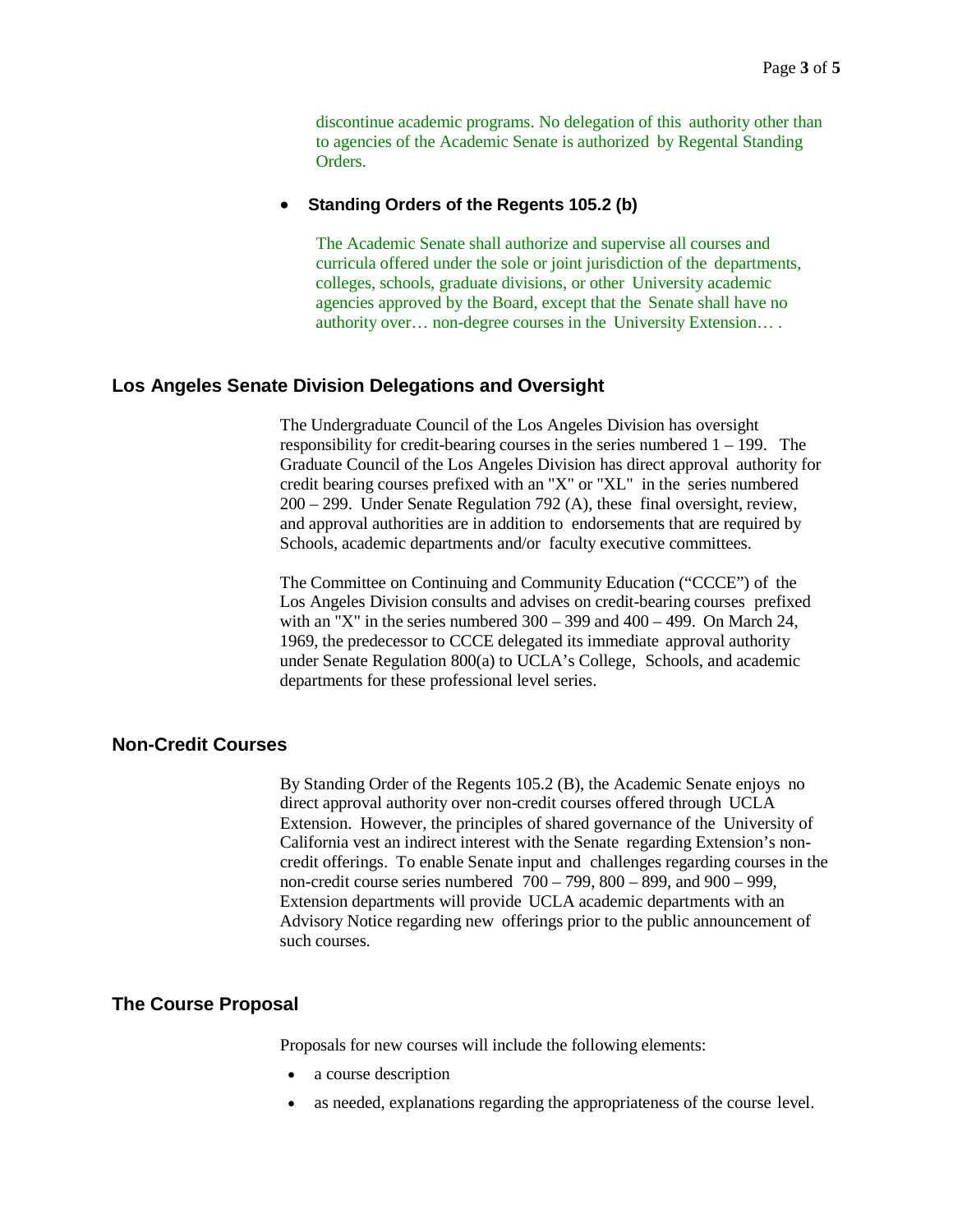discontinue academic programs. No delegation of this authority other than to agencies of the Academic Senate is authorized by Regental Standing Orders.

- **Standing Orders of the Regents 105.2 (b)**

  The Academic Senate shall authorize and supervise all courses and curricula offered under the sole or joint jurisdiction of the departments, colleges, schools, graduate divisions, or other University academic agencies approved by the Board, except that the Senate shall have no authority over… non-degree courses in the University Extension… .

## Los Angeles Senate Division Delegations and Oversight

The Undergraduate Council of the Los Angeles Division has oversight responsibility for credit-bearing courses in the series numbered 1 – 199. The Graduate Council of the Los Angeles Division has direct approval authority for credit bearing courses prefixed with an "X" or "XL" in the series numbered 200 – 299. Under Senate Regulation 792 (A), these final oversight, review, and approval authorities are in addition to endorsements that are required by Schools, academic departments and/or faculty executive committees.

The Committee on Continuing and Community Education ("CCCE") of the Los Angeles Division consults and advises on credit-bearing courses prefixed with an "X" in the series numbered 300 – 399 and 400 – 499. On March 24, 1969, the predecessor to CCCE delegated its immediate approval authority under Senate Regulation 800(a) to UCLA's College, Schools, and academic departments for these professional level series.

## Non-Credit Courses

By Standing Order of the Regents 105.2 (B), the Academic Senate enjoys no direct approval authority over non-credit courses offered through UCLA Extension. However, the principles of shared governance of the University of California vest an indirect interest with the Senate regarding Extension's non-credit offerings. To enable Senate input and challenges regarding courses in the non-credit course series numbered 700 – 799, 800 – 899, and 900 – 999, Extension departments will provide UCLA academic departments with an Advisory Notice regarding new offerings prior to the public announcement of such courses.

## The Course Proposal

Proposals for new courses will include the following elements:

- a course description
- as needed, explanations regarding the appropriateness of the course level.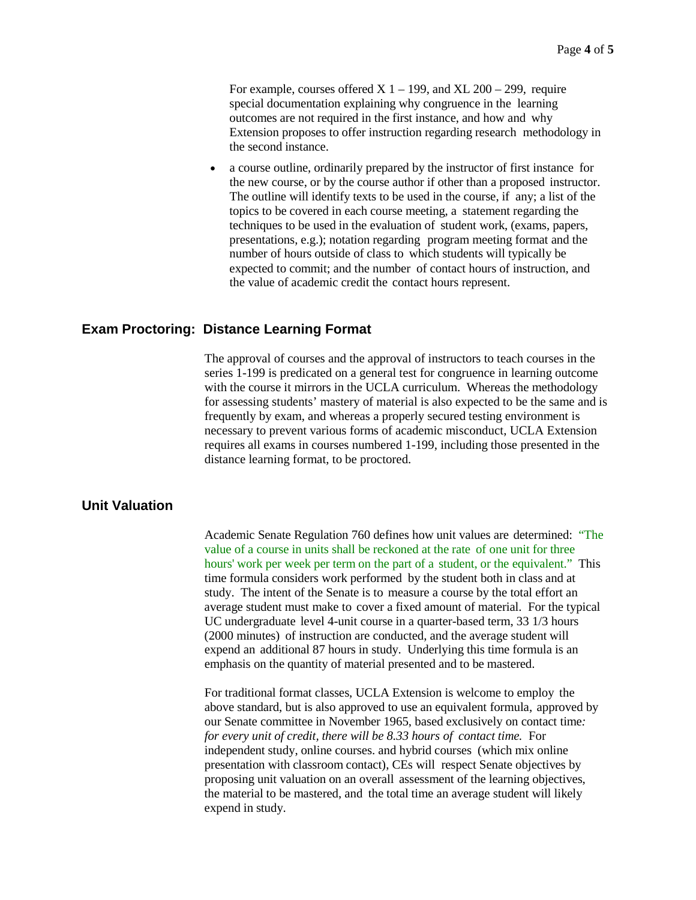For example, courses offered X 1 – 199, and XL 200 – 299, require special documentation explaining why congruence in the learning outcomes are not required in the first instance, and how and why Extension proposes to offer instruction regarding research methodology in the second instance.

- a course outline, ordinarily prepared by the instructor of first instance for the new course, or by the course author if other than a proposed instructor. The outline will identify texts to be used in the course, if any; a list of the topics to be covered in each course meeting, a statement regarding the techniques to be used in the evaluation of student work, (exams, papers, presentations, e.g.); notation regarding program meeting format and the number of hours outside of class to which students will typically be expected to commit; and the number of contact hours of instruction, and the value of academic credit the contact hours represent.

## Exam Proctoring: Distance Learning Format

The approval of courses and the approval of instructors to teach courses in the series 1-199 is predicated on a general test for congruence in learning outcome with the course it mirrors in the UCLA curriculum. Whereas the methodology for assessing students' mastery of material is also expected to be the same and is frequently by exam, and whereas a properly secured testing environment is necessary to prevent various forms of academic misconduct, UCLA Extension requires all exams in courses numbered 1-199, including those presented in the distance learning format, to be proctored.

## Unit Valuation

Academic Senate Regulation 760 defines how unit values are determined: "The value of a course in units shall be reckoned at the rate of one unit for three hours' work per week per term on the part of a student, or the equivalent." This time formula considers work performed by the student both in class and at study. The intent of the Senate is to measure a course by the total effort an average student must make to cover a fixed amount of material. For the typical UC undergraduate level 4-unit course in a quarter-based term, 33 1/3 hours (2000 minutes) of instruction are conducted, and the average student will expend an additional 87 hours in study. Underlying this time formula is an emphasis on the quantity of material presented and to be mastered.

For traditional format classes, UCLA Extension is welcome to employ the above standard, but is also approved to use an equivalent formula, approved by our Senate committee in November 1965, based exclusively on contact time*: for every unit of credit, there will be 8.33 hours of contact time.* For independent study, online courses. and hybrid courses (which mix online presentation with classroom contact), CEs will respect Senate objectives by proposing unit valuation on an overall assessment of the learning objectives, the material to be mastered, and the total time an average student will likely expend in study.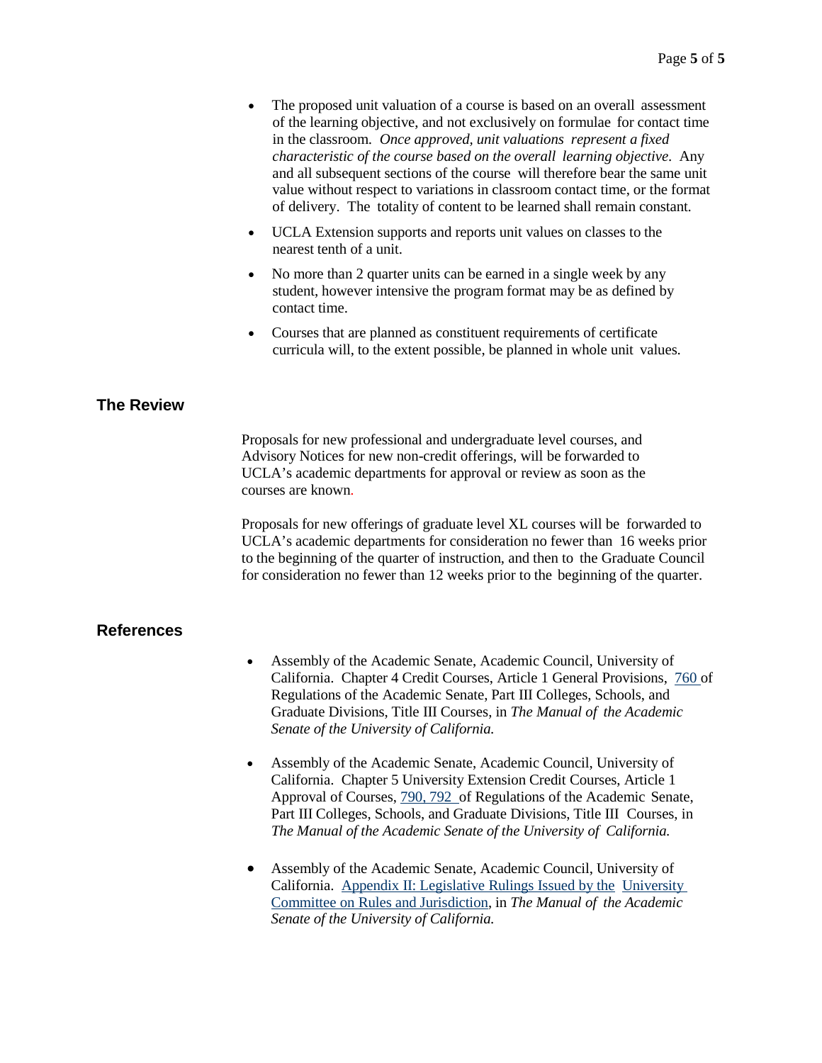- The proposed unit valuation of a course is based on an overall assessment of the learning objective, and not exclusively on formulae for contact time in the classroom. *Once approved, unit valuations represent a fixed characteristic of the course based on the overall learning objective*. Any and all subsequent sections of the course will therefore bear the same unit value without respect to variations in classroom contact time, or the format of delivery. The totality of content to be learned shall remain constant.
- UCLA Extension supports and reports unit values on classes to the nearest tenth of a unit.
- No more than 2 quarter units can be earned in a single week by any student, however intensive the program format may be as defined by contact time.
- Courses that are planned as constituent requirements of certificate curricula will, to the extent possible, be planned in whole unit values.

## The Review

Proposals for new professional and undergraduate level courses, and Advisory Notices for new non-credit offerings, will be forwarded to UCLA's academic departments for approval or review as soon as the courses are known.

Proposals for new offerings of graduate level XL courses will be forwarded to UCLA's academic departments for consideration no fewer than 16 weeks prior to the beginning of the quarter of instruction, and then to the Graduate Council for consideration no fewer than 12 weeks prior to the beginning of the quarter.

## References

- Assembly of the Academic Senate, Academic Council, University of California. Chapter 4 Credit Courses, Article 1 General Provisions, 760 of Regulations of the Academic Senate, Part III Colleges, Schools, and Graduate Divisions, Title III Courses, in *The Manual of the Academic Senate of the University of California.*
- Assembly of the Academic Senate, Academic Council, University of California. Chapter 5 University Extension Credit Courses, Article 1 Approval of Courses, 790, 792 of Regulations of the Academic Senate, Part III Colleges, Schools, and Graduate Divisions, Title III Courses, in *The Manual of the Academic Senate of the University of California.*
- Assembly of the Academic Senate, Academic Council, University of California. Appendix II: Legislative Rulings Issued by the University Committee on Rules and Jurisdiction, in *The Manual of the Academic Senate of the University of California.*